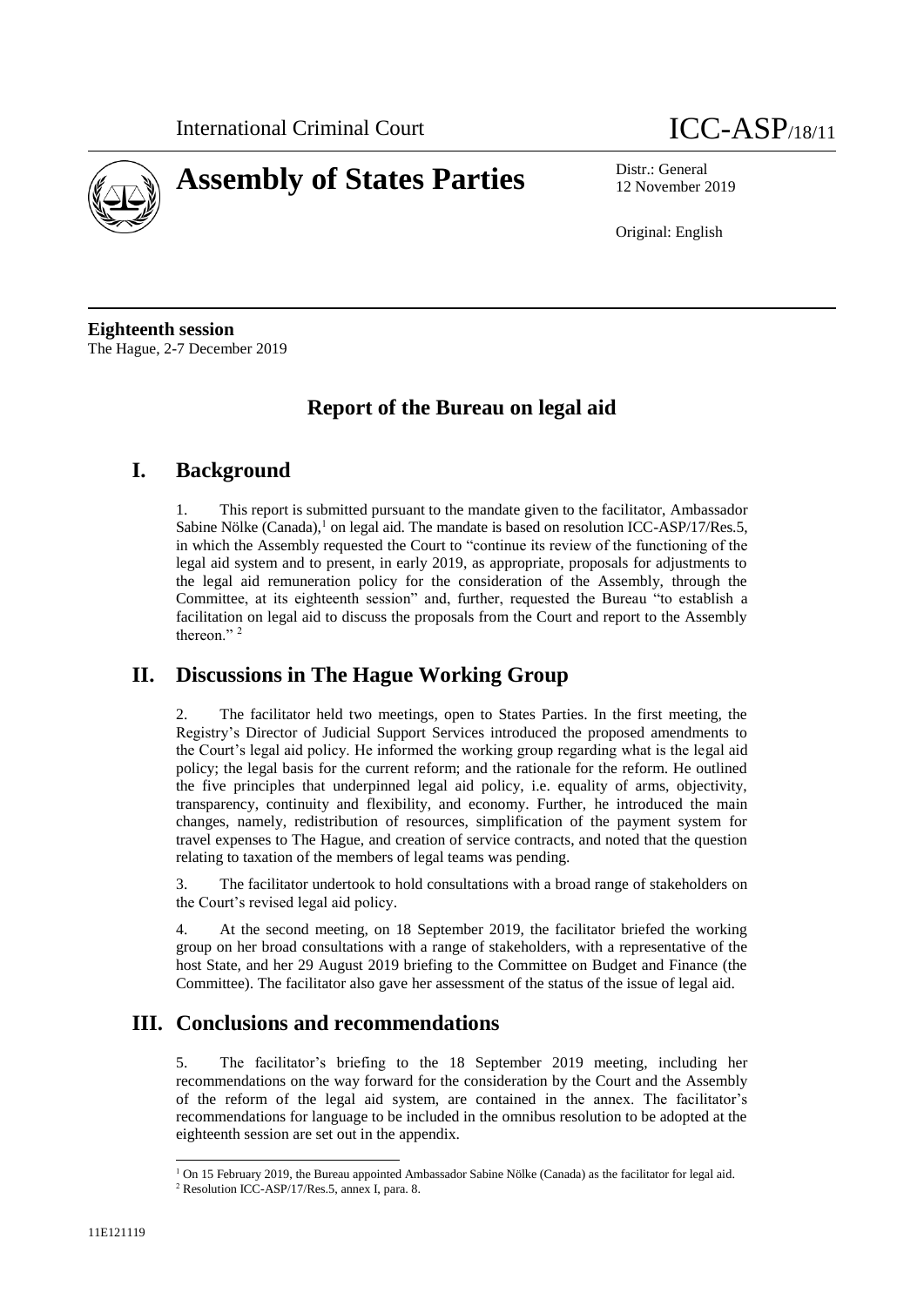International Criminal Court ICC-ASP/18/11

# Assembly of States Parties

Distr.: General
12 November 2019

Original: English

**Eighteenth session**
The Hague, 2-7 December 2019

# Report of the Bureau on legal aid

## I. Background

1. This report is submitted pursuant to the mandate given to the facilitator, Ambassador Sabine Nölke (Canada),[1] on legal aid. The mandate is based on resolution ICC-ASP/17/Res.5, in which the Assembly requested the Court to "continue its review of the functioning of the legal aid system and to present, in early 2019, as appropriate, proposals for adjustments to the legal aid remuneration policy for the consideration of the Assembly, through the Committee, at its eighteenth session" and, further, requested the Bureau "to establish a facilitation on legal aid to discuss the proposals from the Court and report to the Assembly thereon."[2]

## II. Discussions in The Hague Working Group

2. The facilitator held two meetings, open to States Parties. In the first meeting, the Registry's Director of Judicial Support Services introduced the proposed amendments to the Court's legal aid policy. He informed the working group regarding what is the legal aid policy; the legal basis for the current reform; and the rationale for the reform. He outlined the five principles that underpinned legal aid policy, i.e. equality of arms, objectivity, transparency, continuity and flexibility, and economy. Further, he introduced the main changes, namely, redistribution of resources, simplification of the payment system for travel expenses to The Hague, and creation of service contracts, and noted that the question relating to taxation of the members of legal teams was pending.

3. The facilitator undertook to hold consultations with a broad range of stakeholders on the Court's revised legal aid policy.

4. At the second meeting, on 18 September 2019, the facilitator briefed the working group on her broad consultations with a range of stakeholders, with a representative of the host State, and her 29 August 2019 briefing to the Committee on Budget and Finance (the Committee). The facilitator also gave her assessment of the status of the issue of legal aid.

## III. Conclusions and recommendations

5. The facilitator's briefing to the 18 September 2019 meeting, including her recommendations on the way forward for the consideration by the Court and the Assembly of the reform of the legal aid system, are contained in the annex. The facilitator's recommendations for language to be included in the omnibus resolution to be adopted at the eighteenth session are set out in the appendix.

[1] On 15 February 2019, the Bureau appointed Ambassador Sabine Nölke (Canada) as the facilitator for legal aid.

[2] Resolution ICC-ASP/17/Res.5, annex I, para. 8.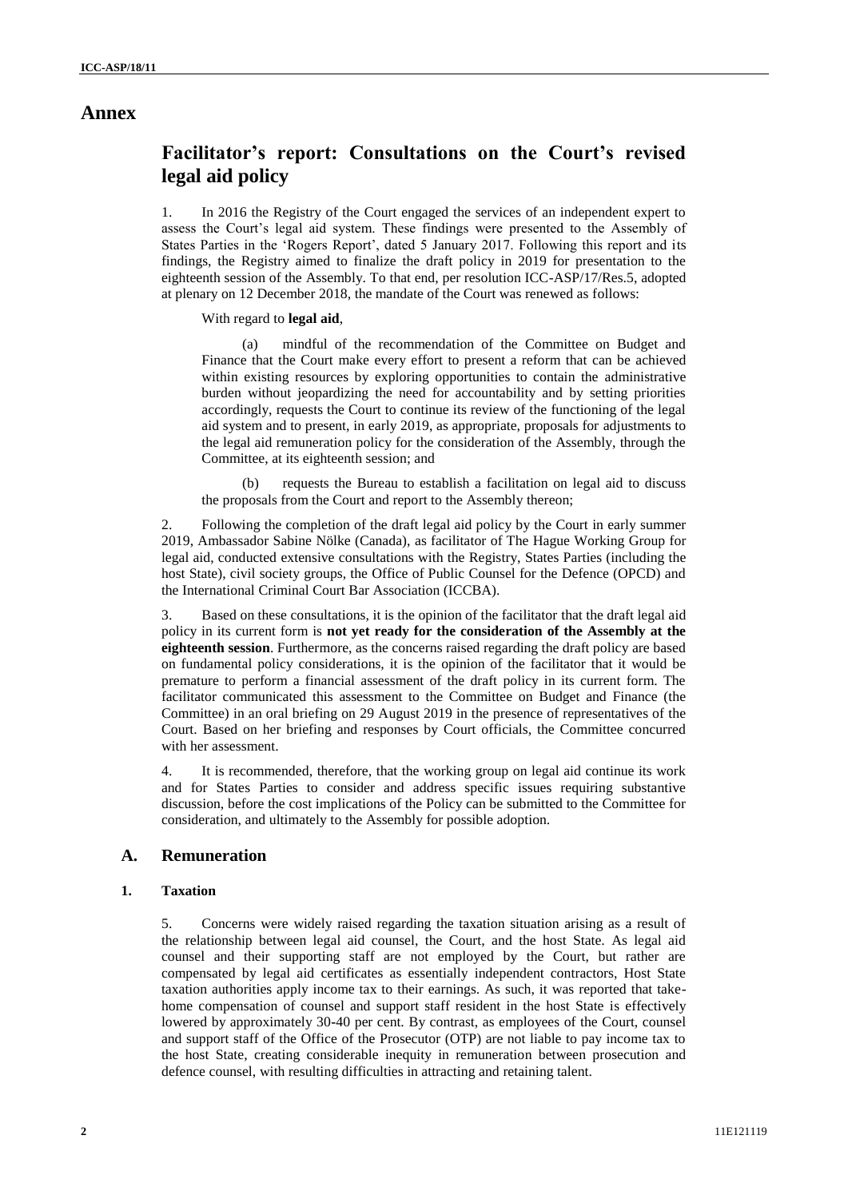# Annex

## Facilitator's report: Consultations on the Court's revised legal aid policy

1. In 2016 the Registry of the Court engaged the services of an independent expert to assess the Court's legal aid system. These findings were presented to the Assembly of States Parties in the 'Rogers Report', dated 5 January 2017. Following this report and its findings, the Registry aimed to finalize the draft policy in 2019 for presentation to the eighteenth session of the Assembly. To that end, per resolution ICC-ASP/17/Res.5, adopted at plenary on 12 December 2018, the mandate of the Court was renewed as follows:

   With regard to **legal aid**,

   (a) mindful of the recommendation of the Committee on Budget and Finance that the Court make every effort to present a reform that can be achieved within existing resources by exploring opportunities to contain the administrative burden without jeopardizing the need for accountability and by setting priorities accordingly, requests the Court to continue its review of the functioning of the legal aid system and to present, in early 2019, as appropriate, proposals for adjustments to the legal aid remuneration policy for the consideration of the Assembly, through the Committee, at its eighteenth session; and

   (b) requests the Bureau to establish a facilitation on legal aid to discuss the proposals from the Court and report to the Assembly thereon;

2. Following the completion of the draft legal aid policy by the Court in early summer 2019, Ambassador Sabine Nölke (Canada), as facilitator of The Hague Working Group for legal aid, conducted extensive consultations with the Registry, States Parties (including the host State), civil society groups, the Office of Public Counsel for the Defence (OPCD) and the International Criminal Court Bar Association (ICCBA).

3. Based on these consultations, it is the opinion of the facilitator that the draft legal aid policy in its current form is **not yet ready for the consideration of the Assembly at the eighteenth session**. Furthermore, as the concerns raised regarding the draft policy are based on fundamental policy considerations, it is the opinion of the facilitator that it would be premature to perform a financial assessment of the draft policy in its current form. The facilitator communicated this assessment to the Committee on Budget and Finance (the Committee) in an oral briefing on 29 August 2019 in the presence of representatives of the Court. Based on her briefing and responses by Court officials, the Committee concurred with her assessment.

4. It is recommended, therefore, that the working group on legal aid continue its work and for States Parties to consider and address specific issues requiring substantive discussion, before the cost implications of the Policy can be submitted to the Committee for consideration, and ultimately to the Assembly for possible adoption.

### A. Remuneration

#### 1. Taxation

5. Concerns were widely raised regarding the taxation situation arising as a result of the relationship between legal aid counsel, the Court, and the host State. As legal aid counsel and their supporting staff are not employed by the Court, but rather are compensated by legal aid certificates as essentially independent contractors, Host State taxation authorities apply income tax to their earnings. As such, it was reported that take-home compensation of counsel and support staff resident in the host State is effectively lowered by approximately 30-40 per cent. By contrast, as employees of the Court, counsel and support staff of the Office of the Prosecutor (OTP) are not liable to pay income tax to the host State, creating considerable inequity in remuneration between prosecution and defence counsel, with resulting difficulties in attracting and retaining talent.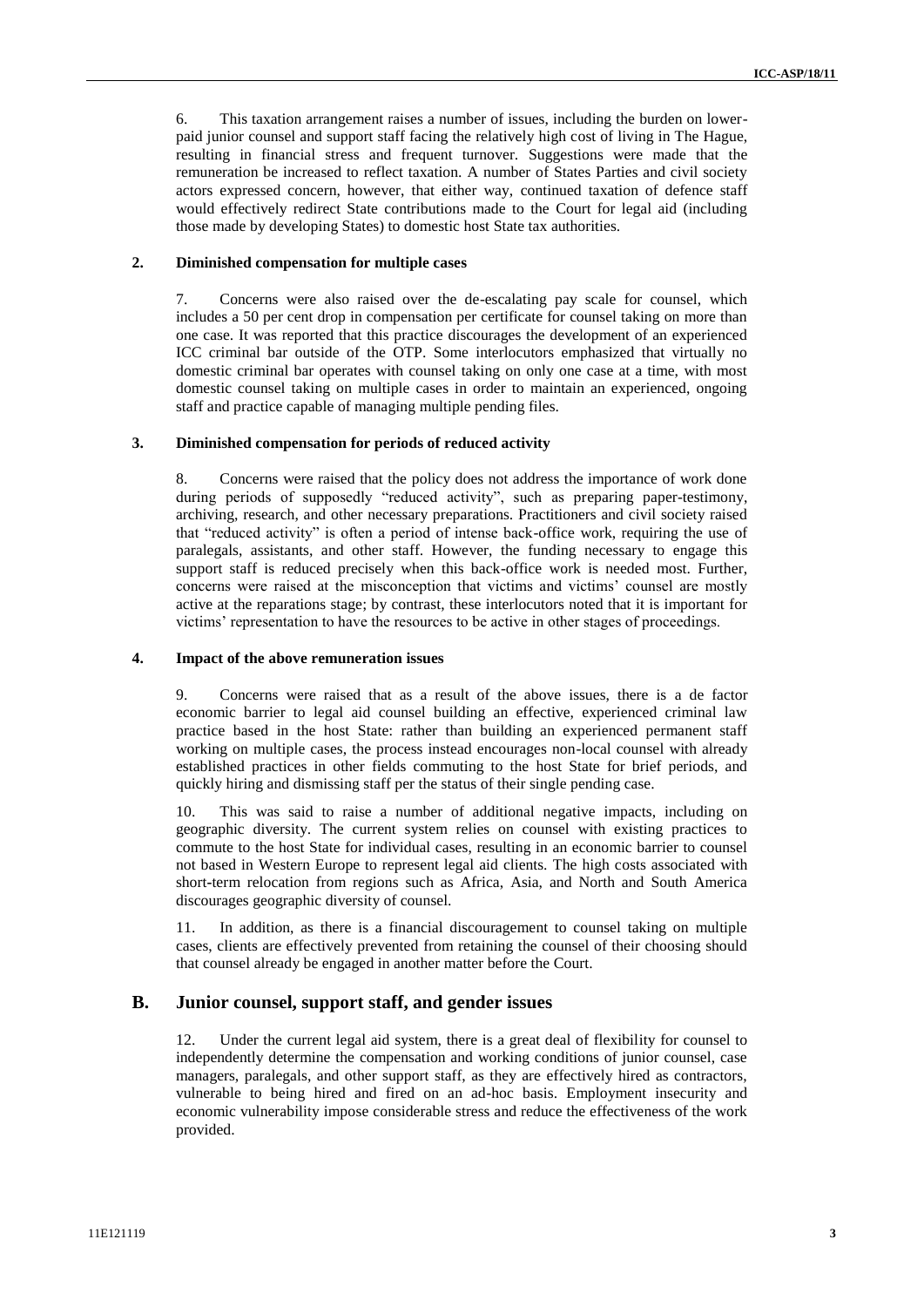6. This taxation arrangement raises a number of issues, including the burden on lower-paid junior counsel and support staff facing the relatively high cost of living in The Hague, resulting in financial stress and frequent turnover. Suggestions were made that the remuneration be increased to reflect taxation. A number of States Parties and civil society actors expressed concern, however, that either way, continued taxation of defence staff would effectively redirect State contributions made to the Court for legal aid (including those made by developing States) to domestic host State tax authorities.

### 2. Diminished compensation for multiple cases

7. Concerns were also raised over the de-escalating pay scale for counsel, which includes a 50 per cent drop in compensation per certificate for counsel taking on more than one case. It was reported that this practice discourages the development of an experienced ICC criminal bar outside of the OTP. Some interlocutors emphasized that virtually no domestic criminal bar operates with counsel taking on only one case at a time, with most domestic counsel taking on multiple cases in order to maintain an experienced, ongoing staff and practice capable of managing multiple pending files.

### 3. Diminished compensation for periods of reduced activity

8. Concerns were raised that the policy does not address the importance of work done during periods of supposedly "reduced activity", such as preparing paper-testimony, archiving, research, and other necessary preparations. Practitioners and civil society raised that "reduced activity" is often a period of intense back-office work, requiring the use of paralegals, assistants, and other staff. However, the funding necessary to engage this support staff is reduced precisely when this back-office work is needed most. Further, concerns were raised at the misconception that victims and victims' counsel are mostly active at the reparations stage; by contrast, these interlocutors noted that it is important for victims' representation to have the resources to be active in other stages of proceedings.

### 4. Impact of the above remuneration issues

9. Concerns were raised that as a result of the above issues, there is a de factor economic barrier to legal aid counsel building an effective, experienced criminal law practice based in the host State: rather than building an experienced permanent staff working on multiple cases, the process instead encourages non-local counsel with already established practices in other fields commuting to the host State for brief periods, and quickly hiring and dismissing staff per the status of their single pending case.

10. This was said to raise a number of additional negative impacts, including on geographic diversity. The current system relies on counsel with existing practices to commute to the host State for individual cases, resulting in an economic barrier to counsel not based in Western Europe to represent legal aid clients. The high costs associated with short-term relocation from regions such as Africa, Asia, and North and South America discourages geographic diversity of counsel.

11. In addition, as there is a financial discouragement to counsel taking on multiple cases, clients are effectively prevented from retaining the counsel of their choosing should that counsel already be engaged in another matter before the Court.

## B. Junior counsel, support staff, and gender issues

12. Under the current legal aid system, there is a great deal of flexibility for counsel to independently determine the compensation and working conditions of junior counsel, case managers, paralegals, and other support staff, as they are effectively hired as contractors, vulnerable to being hired and fired on an ad-hoc basis. Employment insecurity and economic vulnerability impose considerable stress and reduce the effectiveness of the work provided.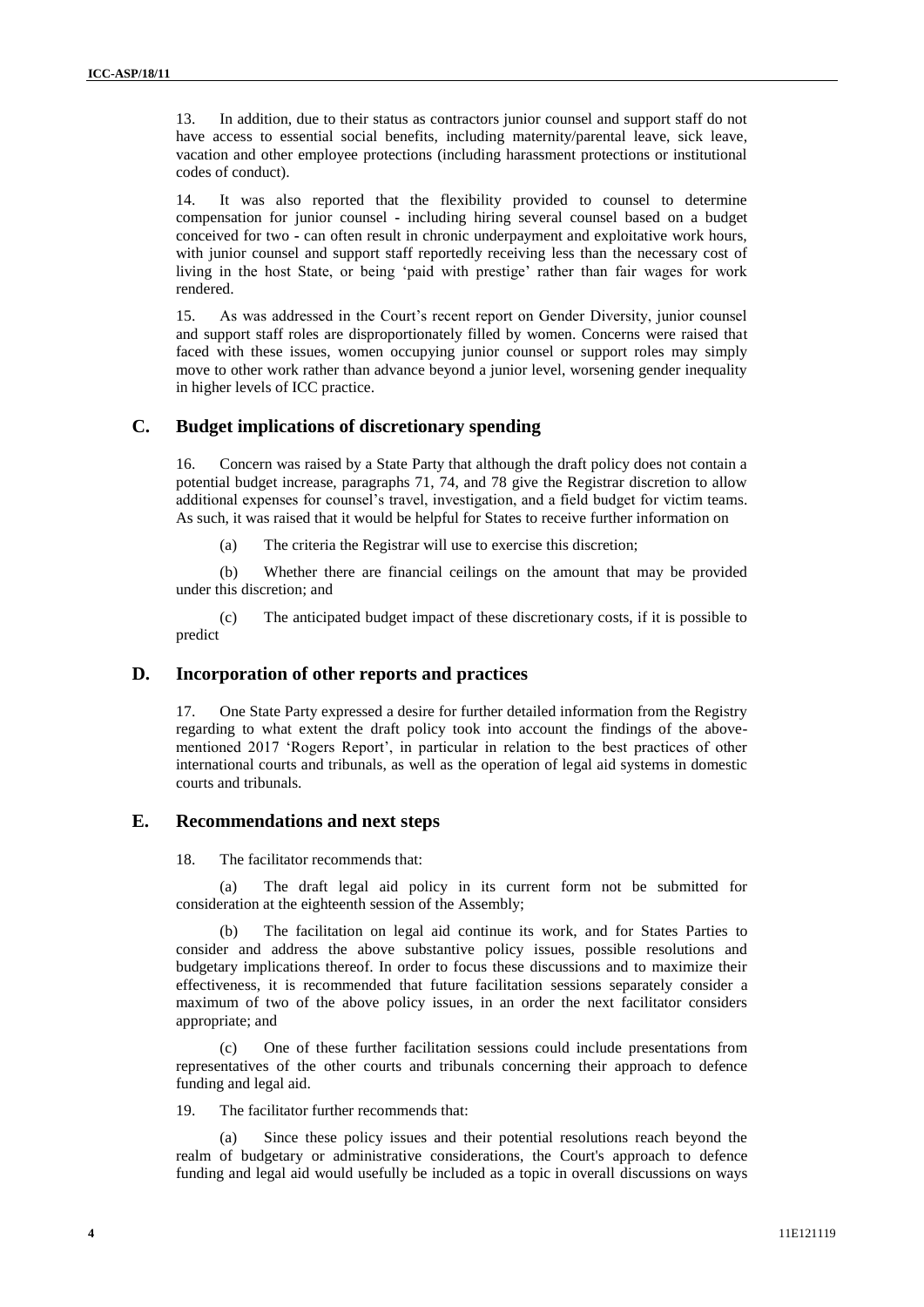13. In addition, due to their status as contractors junior counsel and support staff do not have access to essential social benefits, including maternity/parental leave, sick leave, vacation and other employee protections (including harassment protections or institutional codes of conduct).

14. It was also reported that the flexibility provided to counsel to determine compensation for junior counsel - including hiring several counsel based on a budget conceived for two - can often result in chronic underpayment and exploitative work hours, with junior counsel and support staff reportedly receiving less than the necessary cost of living in the host State, or being 'paid with prestige' rather than fair wages for work rendered.

15. As was addressed in the Court's recent report on Gender Diversity, junior counsel and support staff roles are disproportionately filled by women. Concerns were raised that faced with these issues, women occupying junior counsel or support roles may simply move to other work rather than advance beyond a junior level, worsening gender inequality in higher levels of ICC practice.

## C. Budget implications of discretionary spending

16. Concern was raised by a State Party that although the draft policy does not contain a potential budget increase, paragraphs 71, 74, and 78 give the Registrar discretion to allow additional expenses for counsel's travel, investigation, and a field budget for victim teams. As such, it was raised that it would be helpful for States to receive further information on

(a) The criteria the Registrar will use to exercise this discretion;

(b) Whether there are financial ceilings on the amount that may be provided under this discretion; and

(c) The anticipated budget impact of these discretionary costs, if it is possible to predict

## D. Incorporation of other reports and practices

17. One State Party expressed a desire for further detailed information from the Registry regarding to what extent the draft policy took into account the findings of the above-mentioned 2017 'Rogers Report', in particular in relation to the best practices of other international courts and tribunals, as well as the operation of legal aid systems in domestic courts and tribunals.

## E. Recommendations and next steps

18. The facilitator recommends that:

(a) The draft legal aid policy in its current form not be submitted for consideration at the eighteenth session of the Assembly;

(b) The facilitation on legal aid continue its work, and for States Parties to consider and address the above substantive policy issues, possible resolutions and budgetary implications thereof. In order to focus these discussions and to maximize their effectiveness, it is recommended that future facilitation sessions separately consider a maximum of two of the above policy issues, in an order the next facilitator considers appropriate; and

(c) One of these further facilitation sessions could include presentations from representatives of the other courts and tribunals concerning their approach to defence funding and legal aid.

19. The facilitator further recommends that:

(a) Since these policy issues and their potential resolutions reach beyond the realm of budgetary or administrative considerations, the Court's approach to defence funding and legal aid would usefully be included as a topic in overall discussions on ways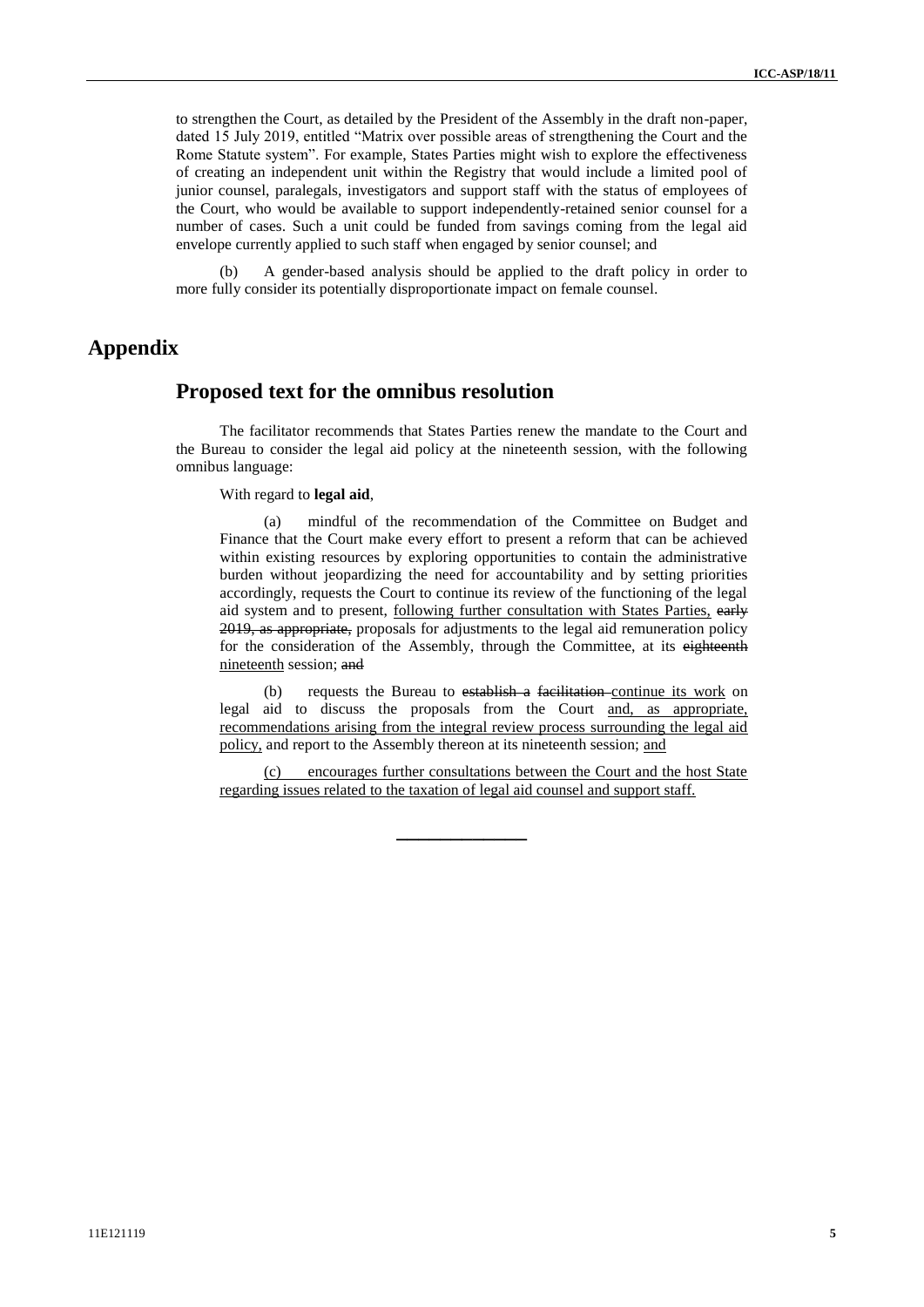to strengthen the Court, as detailed by the President of the Assembly in the draft non-paper, dated 15 July 2019, entitled "Matrix over possible areas of strengthening the Court and the Rome Statute system". For example, States Parties might wish to explore the effectiveness of creating an independent unit within the Registry that would include a limited pool of junior counsel, paralegals, investigators and support staff with the status of employees of the Court, who would be available to support independently-retained senior counsel for a number of cases. Such a unit could be funded from savings coming from the legal aid envelope currently applied to such staff when engaged by senior counsel; and

(b) A gender-based analysis should be applied to the draft policy in order to more fully consider its potentially disproportionate impact on female counsel.

# Appendix

## Proposed text for the omnibus resolution

The facilitator recommends that States Parties renew the mandate to the Court and the Bureau to consider the legal aid policy at the nineteenth session, with the following omnibus language:

With regard to **legal aid**,

(a) mindful of the recommendation of the Committee on Budget and Finance that the Court make every effort to present a reform that can be achieved within existing resources by exploring opportunities to contain the administrative burden without jeopardizing the need for accountability and by setting priorities accordingly, requests the Court to continue its review of the functioning of the legal aid system and to present, <u>following further consultation with States Parties,</u> ~~early 2019, as appropriate,~~ proposals for adjustments to the legal aid remuneration policy for the consideration of the Assembly, through the Committee, at its ~~eighteenth~~ <u>nineteenth</u> session; ~~and~~

(b) requests the Bureau to ~~establish a facilitation~~ <u>continue its work</u> on legal aid to discuss the proposals from the Court <u>and, as appropriate, recommendations arising from the integral review process surrounding the legal aid policy,</u> and report to the Assembly thereon at its nineteenth session; <u>and</u>

<u>(c) encourages further consultations between the Court and the host State regarding issues related to the taxation of legal aid counsel and support staff.</u>

---